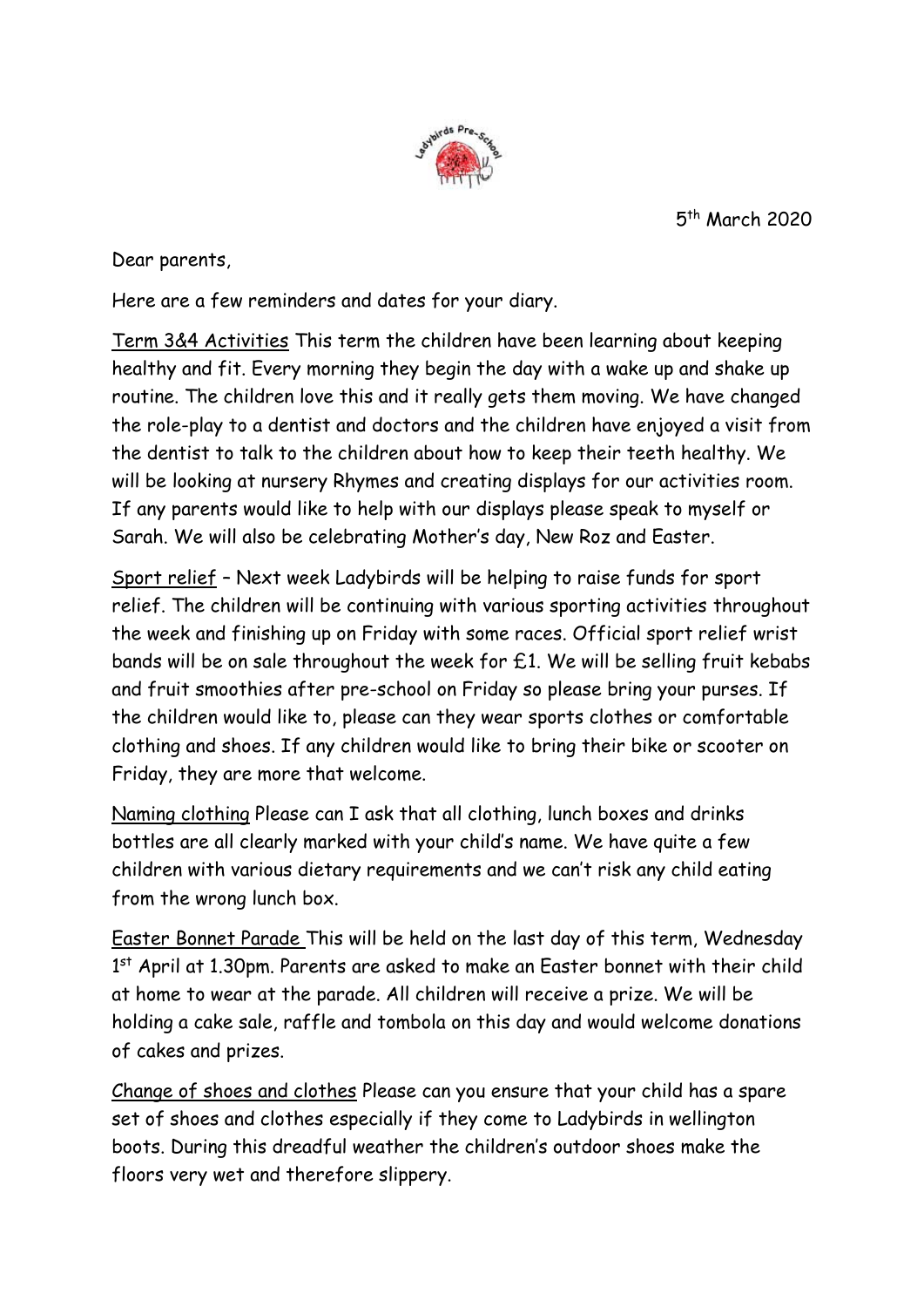5th March 2020

Dear parents,

Here are a few reminders and dates for your diary.

Term 3&4 Activities This term the children have been learning about keeping healthy and fit. Every morning they begin the day with a wake up and shake up routine. The children love this and it really gets them moving. We have changed the role-play to a dentist and doctors and the children have enjoyed a visit from the dentist to talk to the children about how to keep their teeth healthy. We will be looking at nursery Rhymes and creating displays for our activities room. If any parents would like to help with our displays please speak to myself or Sarah. We will also be celebrating Mother's day, New Roz and Easter.

Sport relief – Next week Ladybirds will be helping to raise funds for sport relief. The children will be continuing with various sporting activities throughout the week and finishing up on Friday with some races. Official sport relief wrist bands will be on sale throughout the week for £1. We will be selling fruit kebabs and fruit smoothies after pre-school on Friday so please bring your purses. If the children would like to, please can they wear sports clothes or comfortable clothing and shoes. If any children would like to bring their bike or scooter on Friday, they are more that welcome.

Naming clothing Please can I ask that all clothing, lunch boxes and drinks bottles are all clearly marked with your child's name. We have quite a few children with various dietary requirements and we can't risk any child eating from the wrong lunch box.

Easter Bonnet Parade This will be held on the last day of this term, Wednesday 1st April at 1.30pm. Parents are asked to make an Easter bonnet with their child at home to wear at the parade. All children will receive a prize. We will be holding a cake sale, raffle and tombola on this day and would welcome donations of cakes and prizes.

Change of shoes and clothes Please can you ensure that your child has a spare set of shoes and clothes especially if they come to Ladybirds in wellington boots. During this dreadful weather the children's outdoor shoes make the floors very wet and therefore slippery.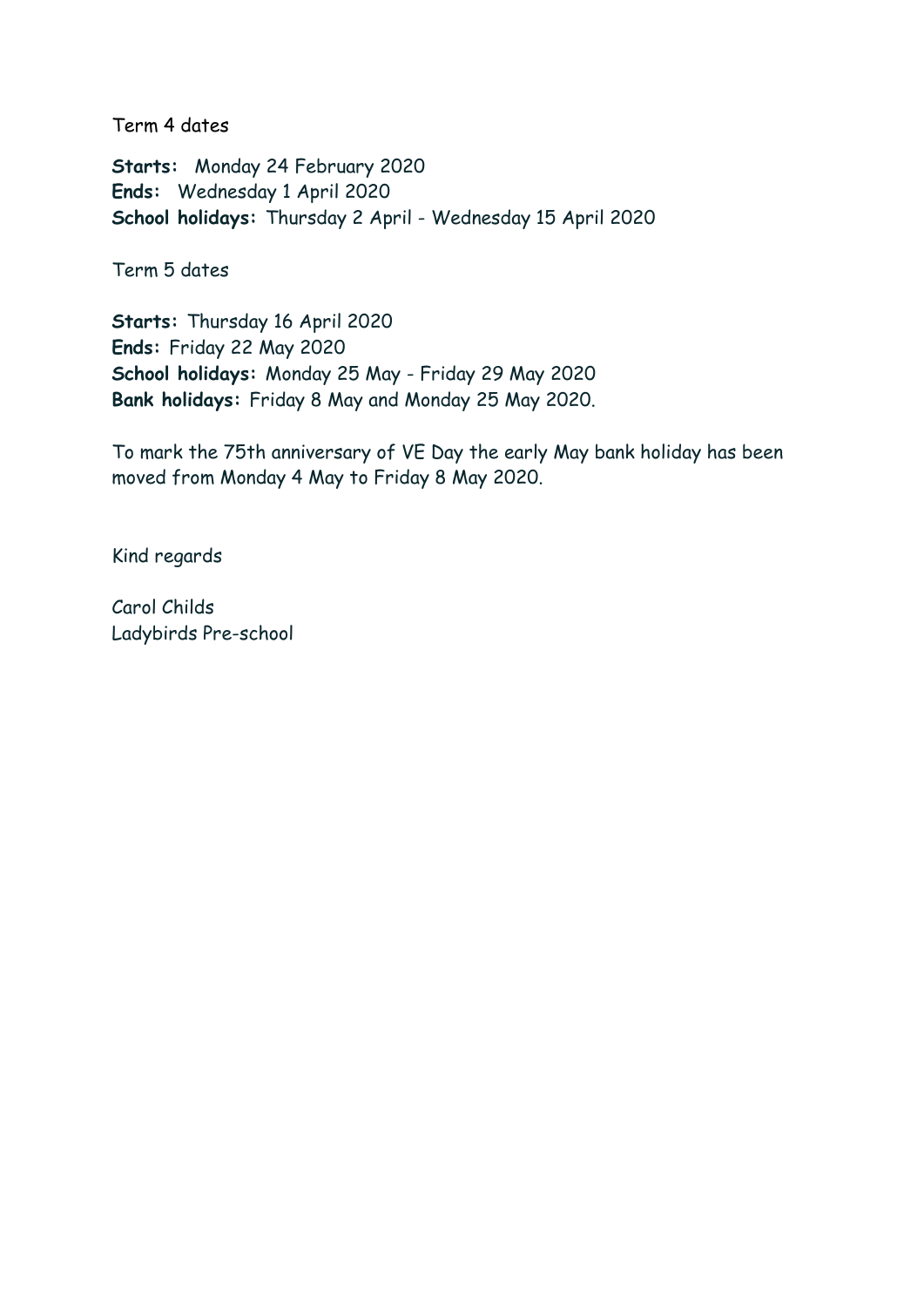Term 4 dates

**Starts:** Monday 24 February 2020
**Ends:** Wednesday 1 April 2020
**School holidays:** Thursday 2 April - Wednesday 15 April 2020

Term 5 dates

**Starts:** Thursday 16 April 2020
**Ends:** Friday 22 May 2020
**School holidays:** Monday 25 May - Friday 29 May 2020
**Bank holidays:** Friday 8 May and Monday 25 May 2020.

To mark the 75th anniversary of VE Day the early May bank holiday has been moved from Monday 4 May to Friday 8 May 2020.

Kind regards

Carol Childs
Ladybirds Pre-school